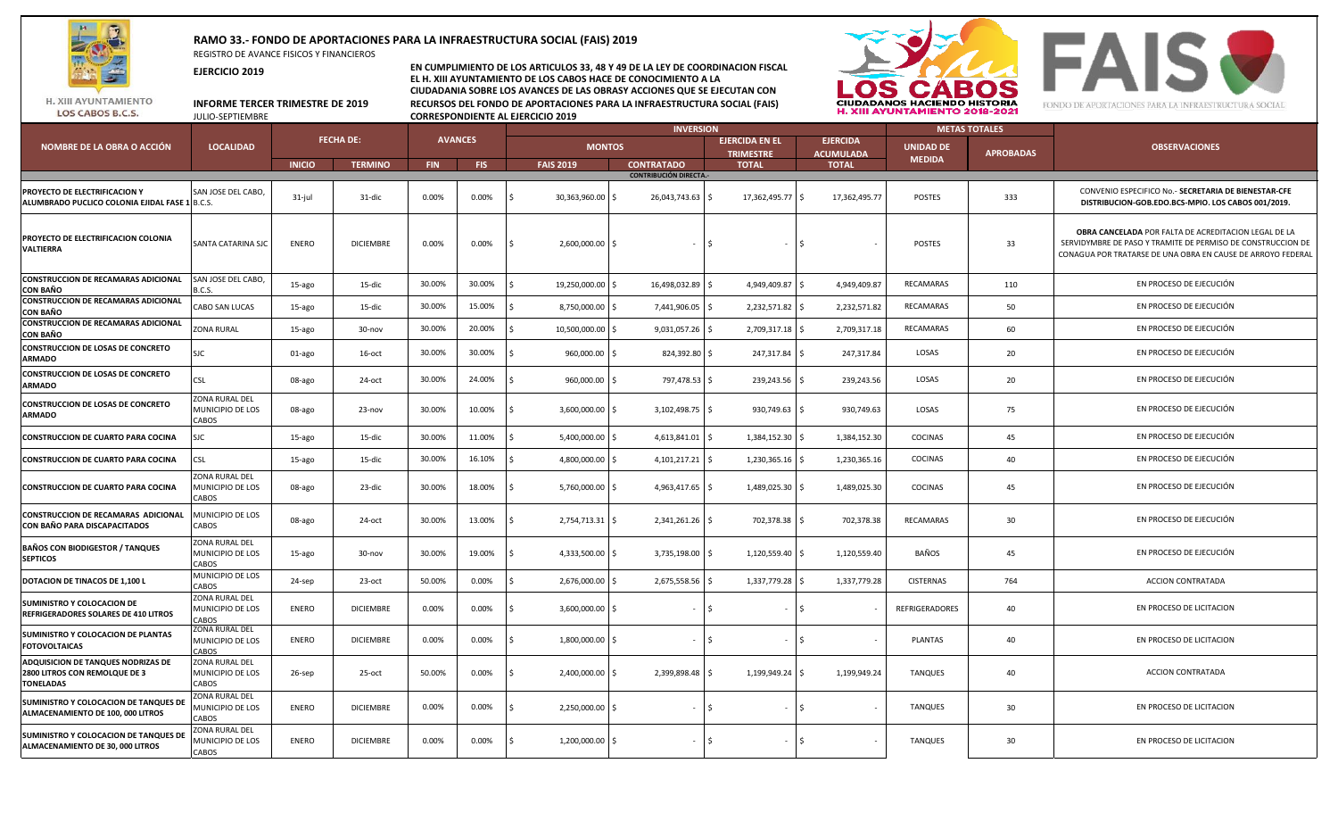# RAMO 33.- FONDO DE APORTACIONES PARA LA INFRAESTRUCTURA SOCIAL (FAIS) 2019

REGISTRO DE AVANCE FISICOS Y FINANCIEROS

**EJERCICIO 2019**

**INFORME TERCER TRIMESTRE DE 2019**

JULIO-SEPTIEMBRE

H. XIII AYUNTAMIENTO LOS CABOS B.C.S.

**EN CUMPLIMIENTO DE LOS ARTICULOS 33, 48 Y 49 DE LA LEY DE COORDINACION FISCAL EL H. XIII AYUNTAMIENTO DE LOS CABOS HACE DE CONOCIMIENTO A LA CIUDADANIA SOBRE LOS AVANCES DE LAS OBRASY ACCIONES QUE SE EJECUTAN CON RECURSOS DEL FONDO DE APORTACIONES PARA LA INFRAESTRUCTURA SOCIAL (FAIS) CORRESPONDIENTE AL EJERCICIO 2019**

LOS CABOS — CIUDADANOS HACIENDO HISTORIA — H. XIII AYUNTAMIENTO 2018-2021

FAIS — FONDO DE APORTACIONES PARA LA INFRAESTRUCTURA SOCIAL

| NOMBRE DE LA OBRA O ACCIÓN | LOCALIDAD | FECHA DE: | | AVANCES | | INVERSION | | | | METAS TOTALES | | OBSERVACIONES |
|---|---|---|---|---|---|---|---|---|---|---|---|---|
| | | | | | | MONTOS | | EJERCIDA EN EL TRIMESTRE | EJERCIDA ACUMULADA | UNIDAD DE MEDIDA | APROBADAS | |
| | | INICIO | TERMINO | FIN | FIS | FAIS 2019 | CONTRATADO | TOTAL | TOTAL | | | |
| CONTRIBUCIÓN DIRECTA.- | | | | | | | | | | | | |
| PROYECTO DE ELECTRIFICACION Y ALUMBRADO PUCLICO COLONIA EJIDAL FASE 1 | SAN JOSE DEL CABO, B.C.S. | 31-jul | 31-dic | 0.00% | 0.00% | $ 30,363,960.00 | $ 26,043,743.63 | $ 17,362,495.77 | $ 17,362,495.77 | POSTES | 333 | CONVENIO ESPECIFICO No.- **SECRETARIA DE BIENESTAR-CFE DISTRIBUCION-GOB.EDO.BCS-MPIO. LOS CABOS 001/2019.** |
| PROYECTO DE ELECTRIFICACION COLONIA VALTIERRA | SANTA CATARINA SJC | ENERO | DICIEMBRE | 0.00% | 0.00% | $ 2,600,000.00 | $ - | $ - | $ - | POSTES | 33 | **OBRA CANCELADA** POR FALTA DE ACREDITACION LEGAL DE LA SERVIDYMBRE DE PASO Y TRAMITE DE PERMISO DE CONSTRUCCION DE CONAGUA POR TRATARSE DE UNA OBRA EN CAUSE DE ARROYO FEDERAL |
| CONSTRUCCION DE RECAMARAS ADICIONAL CON BAÑO | SAN JOSE DEL CABO, B.C.S. | 15-ago | 15-dic | 30.00% | 30.00% | $ 19,250,000.00 | $ 16,498,032.89 | $ 4,949,409.87 | $ 4,949,409.87 | RECAMARAS | 110 | EN PROCESO DE EJECUCIÓN |
| CONSTRUCCION DE RECAMARAS ADICIONAL CON BAÑO | CABO SAN LUCAS | 15-ago | 15-dic | 30.00% | 15.00% | $ 8,750,000.00 | $ 7,441,906.05 | $ 2,232,571.82 | $ 2,232,571.82 | RECAMARAS | 50 | EN PROCESO DE EJECUCIÓN |
| CONSTRUCCION DE RECAMARAS ADICIONAL CON BAÑO | ZONA RURAL | 15-ago | 30-nov | 30.00% | 20.00% | $ 10,500,000.00 | $ 9,031,057.26 | $ 2,709,317.18 | $ 2,709,317.18 | RECAMARAS | 60 | EN PROCESO DE EJECUCIÓN |
| CONSTRUCCION DE LOSAS DE CONCRETO ARMADO | SJC | 01-ago | 16-oct | 30.00% | 30.00% | $ 960,000.00 | $ 824,392.80 | $ 247,317.84 | $ 247,317.84 | LOSAS | 20 | EN PROCESO DE EJECUCIÓN |
| CONSTRUCCION DE LOSAS DE CONCRETO ARMADO | CSL | 08-ago | 24-oct | 30.00% | 24.00% | $ 960,000.00 | $ 797,478.53 | $ 239,243.56 | $ 239,243.56 | LOSAS | 20 | EN PROCESO DE EJECUCIÓN |
| CONSTRUCCION DE LOSAS DE CONCRETO ARMADO | ZONA RURAL DEL MUNICIPIO DE LOS CABOS | 08-ago | 23-nov | 30.00% | 10.00% | $ 3,600,000.00 | $ 3,102,498.75 | $ 930,749.63 | $ 930,749.63 | LOSAS | 75 | EN PROCESO DE EJECUCIÓN |
| CONSTRUCCION DE CUARTO PARA COCINA | SJC | 15-ago | 15-dic | 30.00% | 11.00% | $ 5,400,000.00 | $ 4,613,841.01 | $ 1,384,152.30 | $ 1,384,152.30 | COCINAS | 45 | EN PROCESO DE EJECUCIÓN |
| CONSTRUCCION DE CUARTO PARA COCINA | CSL | 15-ago | 15-dic | 30.00% | 16.10% | $ 4,800,000.00 | $ 4,101,217.21 | $ 1,230,365.16 | $ 1,230,365.16 | COCINAS | 40 | EN PROCESO DE EJECUCIÓN |
| CONSTRUCCION DE CUARTO PARA COCINA | ZONA RURAL DEL MUNICIPIO DE LOS CABOS | 08-ago | 23-dic | 30.00% | 18.00% | $ 5,760,000.00 | $ 4,963,417.65 | $ 1,489,025.30 | $ 1,489,025.30 | COCINAS | 45 | EN PROCESO DE EJECUCIÓN |
| CONSTRUCCION DE RECAMARAS ADICIONAL CON BAÑO PARA DISCAPACITADOS | MUNICIPIO DE LOS CABOS | 08-ago | 24-oct | 30.00% | 13.00% | $ 2,754,713.31 | $ 2,341,261.26 | $ 702,378.38 | $ 702,378.38 | RECAMARAS | 30 | EN PROCESO DE EJECUCIÓN |
| BAÑOS CON BIODIGESTOR / TANQUES SEPTICOS | ZONA RURAL DEL MUNICIPIO DE LOS CABOS | 15-ago | 30-nov | 30.00% | 19.00% | $ 4,333,500.00 | $ 3,735,198.00 | $ 1,120,559.40 | $ 1,120,559.40 | BAÑOS | 45 | EN PROCESO DE EJECUCIÓN |
| DOTACION DE TINACOS DE 1,100 L | MUNICIPIO DE LOS CABOS | 24-sep | 23-oct | 50.00% | 0.00% | $ 2,676,000.00 | $ 2,675,558.56 | $ 1,337,779.28 | $ 1,337,779.28 | CISTERNAS | 764 | ACCION CONTRATADA |
| SUMINISTRO Y COLOCACION DE REFRIGERADORES SOLARES DE 410 LITROS | ZONA RURAL DEL MUNICIPIO DE LOS CABOS | ENERO | DICIEMBRE | 0.00% | 0.00% | $ 3,600,000.00 | $ - | $ - | $ - | REFRIGERADORES | 40 | EN PROCESO DE LICITACION |
| SUMINISTRO Y COLOCACION DE PLANTAS FOTOVOLTAICAS | ZONA RURAL DEL MUNICIPIO DE LOS CABOS | ENERO | DICIEMBRE | 0.00% | 0.00% | $ 1,800,000.00 | $ - | $ - | $ - | PLANTAS | 40 | EN PROCESO DE LICITACION |
| ADQUISICION DE TANQUES NODRIZAS DE 2800 LITROS CON REMOLQUE DE 3 TONELADAS | ZONA RURAL DEL MUNICIPIO DE LOS CABOS | 26-sep | 25-oct | 50.00% | 0.00% | $ 2,400,000.00 | $ 2,399,898.48 | $ 1,199,949.24 | $ 1,199,949.24 | TANQUES | 40 | ACCION CONTRATADA |
| SUMINISTRO Y COLOCACION DE TANQUES DE ALMACENAMIENTO DE 100, 000 LITROS | ZONA RURAL DEL MUNICIPIO DE LOS CABOS | ENERO | DICIEMBRE | 0.00% | 0.00% | $ 2,250,000.00 | $ - | $ - | $ - | TANQUES | 30 | EN PROCESO DE LICITACION |
| SUMINISTRO Y COLOCACION DE TANQUES DE ALMACENAMIENTO DE 30, 000 LITROS | ZONA RURAL DEL MUNICIPIO DE LOS CABOS | ENERO | DICIEMBRE | 0.00% | 0.00% | $ 1,200,000.00 | $ - | $ - | $ - | TANQUES | 30 | EN PROCESO DE LICITACION |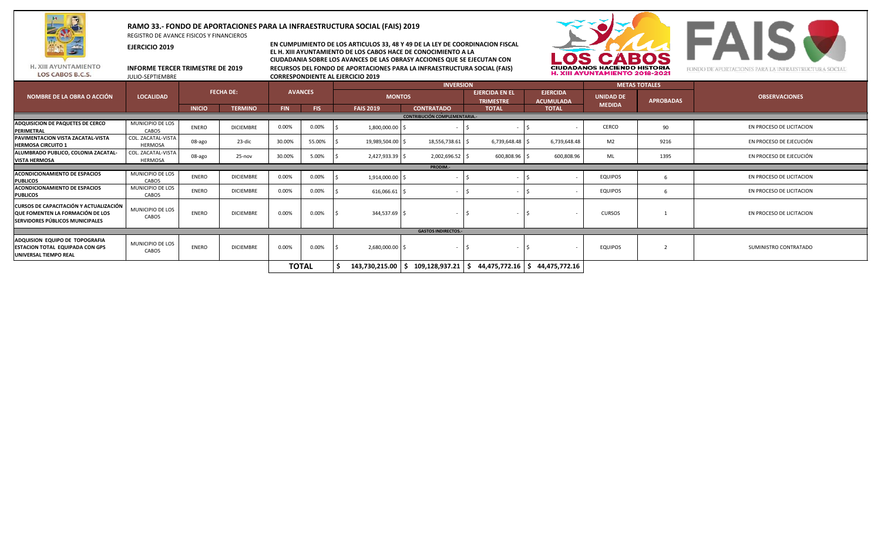# RAMO 33.- FONDO DE APORTACIONES PARA LA INFRAESTRUCTURA SOCIAL (FAIS) 2019

REGISTRO DE AVANCE FISICOS Y FINANCIEROS

**EJERCICIO 2019**

**INFORME TERCER TRIMESTRE DE 2019**

JULIO-SEPTIEMBRE

**EN CUMPLIMIENTO DE LOS ARTICULOS 33, 48 Y 49 DE LA LEY DE COORDINACION FISCAL EL H. XIII AYUNTAMIENTO DE LOS CABOS HACE DE CONOCIMIENTO A LA CIUDADANIA SOBRE LOS AVANCES DE LAS OBRASY ACCIONES QUE SE EJECUTAN CON RECURSOS DEL FONDO DE APORTACIONES PARA LA INFRAESTRUCTURA SOCIAL (FAIS) CORRESPONDIENTE AL EJERCICIO 2019**

H. XIII AYUNTAMIENTO LOS CABOS B.C.S.

LOS CABOS CIUDADANOS HACIENDO HISTORIA H. XIII AYUNTAMIENTO 2018-2021

FAIS FONDO DE APORTACIONES PARA LA INFRAESTRUCTURA SOCIAL

| NOMBRE DE LA OBRA O ACCIÓN | LOCALIDAD | FECHA DE: | | AVANCES | | INVERSION | | | | METAS TOTALES | | OBSERVACIONES |
|---|---|---|---|---|---|---|---|---|---|---|---|---|
| | | | | | | MONTOS | | EJERCIDA EN EL TRIMESTRE | EJERCIDA ACUMULADA | UNIDAD DE MEDIDA | APROBADAS | |
| | | INICIO | TERMINO | FIN | FIS | FAIS 2019 | CONTRATADO | TOTAL | TOTAL | | | |
| **CONTRIBUCIÓN COMPLEMENTARIA.-** | | | | | | | | | | | | |
| ADQUISICION DE PAQUETES DE CERCO PERIMETRAL | MUNICIPIO DE LOS CABOS | ENERO | DICIEMBRE | 0.00% | 0.00% | $ 1,800,000.00 | $ - | $ - | $ - | CERCO | 90 | EN PROCESO DE LICITACION |
| PAVIMENTACION VISTA ZACATAL-VISTA HERMOSA CIRCUITO 1 | COL. ZACATAL-VISTA HERMOSA | 08-ago | 23-dic | 30.00% | 55.00% | $ 19,989,504.00 | $ 18,556,738.61 | $ 6,739,648.48 | $ 6,739,648.48 | M2 | 9216 | EN PROCESO DE EJECUCIÓN |
| ALUMBRADO PUBLICO, COLONIA ZACATAL-VISTA HERMOSA | COL. ZACATAL-VISTA HERMOSA | 08-ago | 25-nov | 30.00% | 5.00% | $ 2,427,933.39 | $ 2,002,696.52 | $ 600,808.96 | $ 600,808.96 | ML | 1395 | EN PROCESO DE EJECUCIÓN |
| **PRODIM.-** | | | | | | | | | | | | |
| ACONDICIONAMIENTO DE ESPACIOS PUBLICOS | MUNICIPIO DE LOS CABOS | ENERO | DICIEMBRE | 0.00% | 0.00% | $ 1,914,000.00 | $ - | $ - | $ - | EQUIPOS | 6 | EN PROCESO DE LICITACION |
| ACONDICIONAMIENTO DE ESPACIOS PUBLICOS | MUNICIPIO DE LOS CABOS | ENERO | DICIEMBRE | 0.00% | 0.00% | $ 616,066.61 | $ - | $ - | $ - | EQUIPOS | 6 | EN PROCESO DE LICITACION |
| CURSOS DE CAPACITACIÓN Y ACTUALIZACIÓN QUE FOMENTEN LA FORMACIÓN DE LOS SERVIDORES PÚBLICOS MUNICIPALES | MUNICIPIO DE LOS CABOS | ENERO | DICIEMBRE | 0.00% | 0.00% | $ 344,537.69 | $ - | $ - | $ - | CURSOS | 1 | EN PROCESO DE LICITACION |
| **GASTOS INDIRECTOS.-** | | | | | | | | | | | | |
| ADQUISION EQUIPO DE TOPOGRAFIA ESTACION TOTAL EQUIPADA CON GPS UNIVERSAL TIEMPO REAL | MUNICIPIO DE LOS CABOS | ENERO | DICIEMBRE | 0.00% | 0.00% | $ 2,680,000.00 | $ - | $ - | $ - | EQUIPOS | 2 | SUMINISTRO CONTRATADO |
| | | | | **TOTAL** | | **$ 143,730,215.00** | **$ 109,128,937.21** | **$ 44,475,772.16** | **$ 44,475,772.16** | | | |